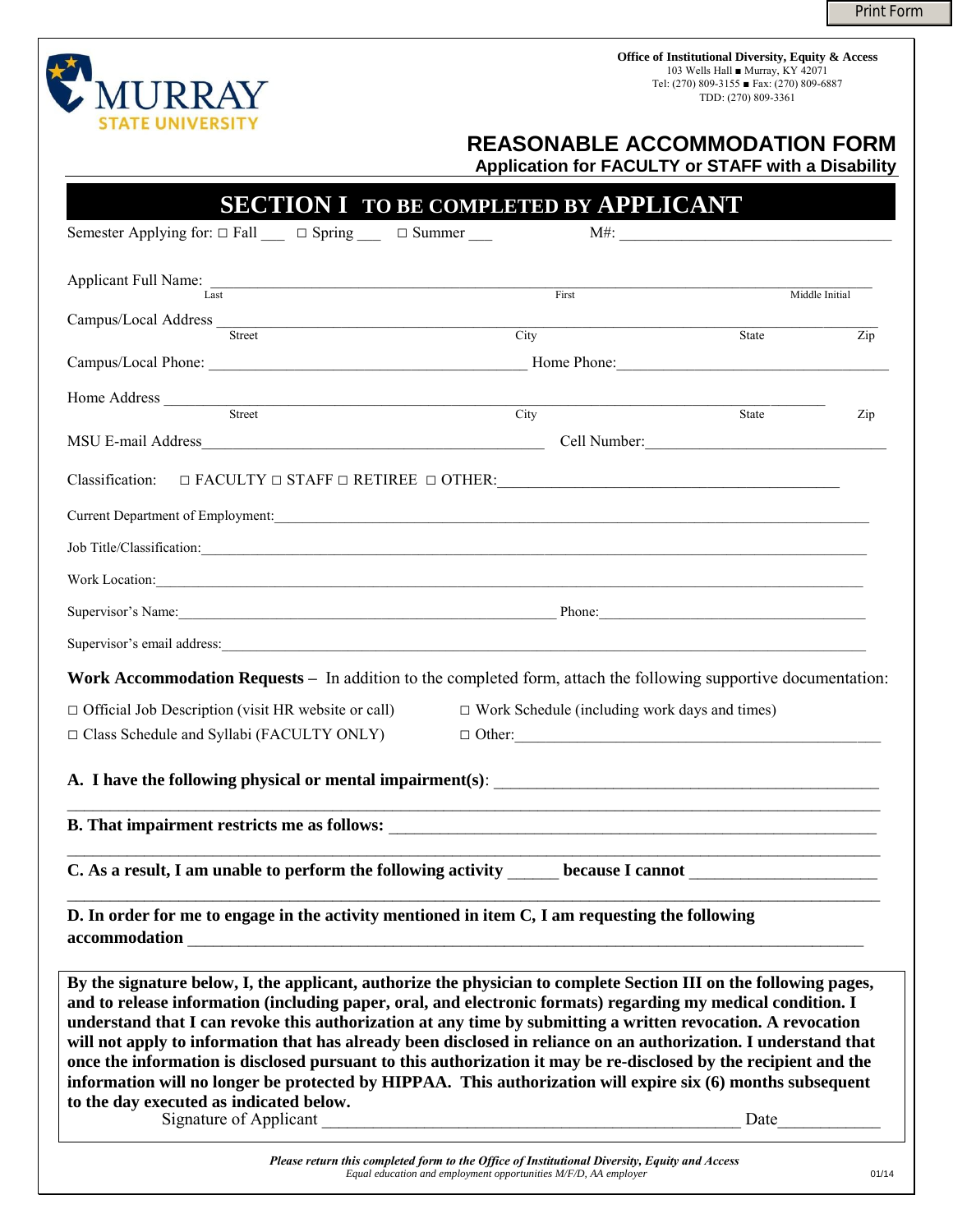Print Form

MURRAY STATE UNIVERSITY

**Office of Institutional Diversity, Equity & Access**
103 Wells Hall ■ Murray, KY 42071
Tel: (270) 809-3155 ■ Fax: (270) 809-6887
TDD: (270) 809-3361

# REASONABLE ACCOMMODATION FORM

## Application for FACULTY or STAFF with a Disability

## SECTION I TO BE COMPLETED BY APPLICANT

Semester Applying for: □ Fall ___ □ Spring ___ □ Summer ___ M#: ______________________

Applicant Full Name: ________________________________________________
Last First Middle Initial

Campus/Local Address ________________________________________________
Street City State Zip

Campus/Local Phone: ______________________ Home Phone: ______________________

Home Address ________________________________________________
Street City State Zip

MSU E-mail Address ______________________ Cell Number: ______________________

Classification: □ FACULTY □ STAFF □ RETIREE □ OTHER: ______________________

Current Department of Employment: ______________________

Job Title/Classification: ______________________

Work Location: ______________________

Supervisor's Name: ______________________ Phone: ______________________

Supervisor's email address: ______________________

**Work Accommodation Requests –** In addition to the completed form, attach the following supportive documentation:

□ Official Job Description (visit HR website or call) □ Work Schedule (including work days and times)
□ Class Schedule and Syllabi (FACULTY ONLY) □ Other: ______________________

**A. I have the following physical or mental impairment(s)**: ______________________
________________________________________________

**B. That impairment restricts me as follows:** ______________________
________________________________________________

**C. As a result, I am unable to perform the following activity** ______ **because I cannot** ______________________
________________________________________________

**D. In order for me to engage in the activity mentioned in item C, I am requesting the following accommodation** ______________________

**By the signature below, I, the applicant, authorize the physician to complete Section III on the following pages, and to release information (including paper, oral, and electronic formats) regarding my medical condition. I understand that I can revoke this authorization at any time by submitting a written revocation. A revocation will not apply to information that has already been disclosed in reliance on an authorization. I understand that once the information is disclosed pursuant to this authorization it may be re-disclosed by the recipient and the information will no longer be protected by HIPPAA. This authorization will expire six (6) months subsequent to the day executed as indicated below.**

Signature of Applicant ______________________ Date ____________

***Please return this completed form to the Office of Institutional Diversity, Equity and Access***
*Equal education and employment opportunities M/F/D, AA employer*

01/14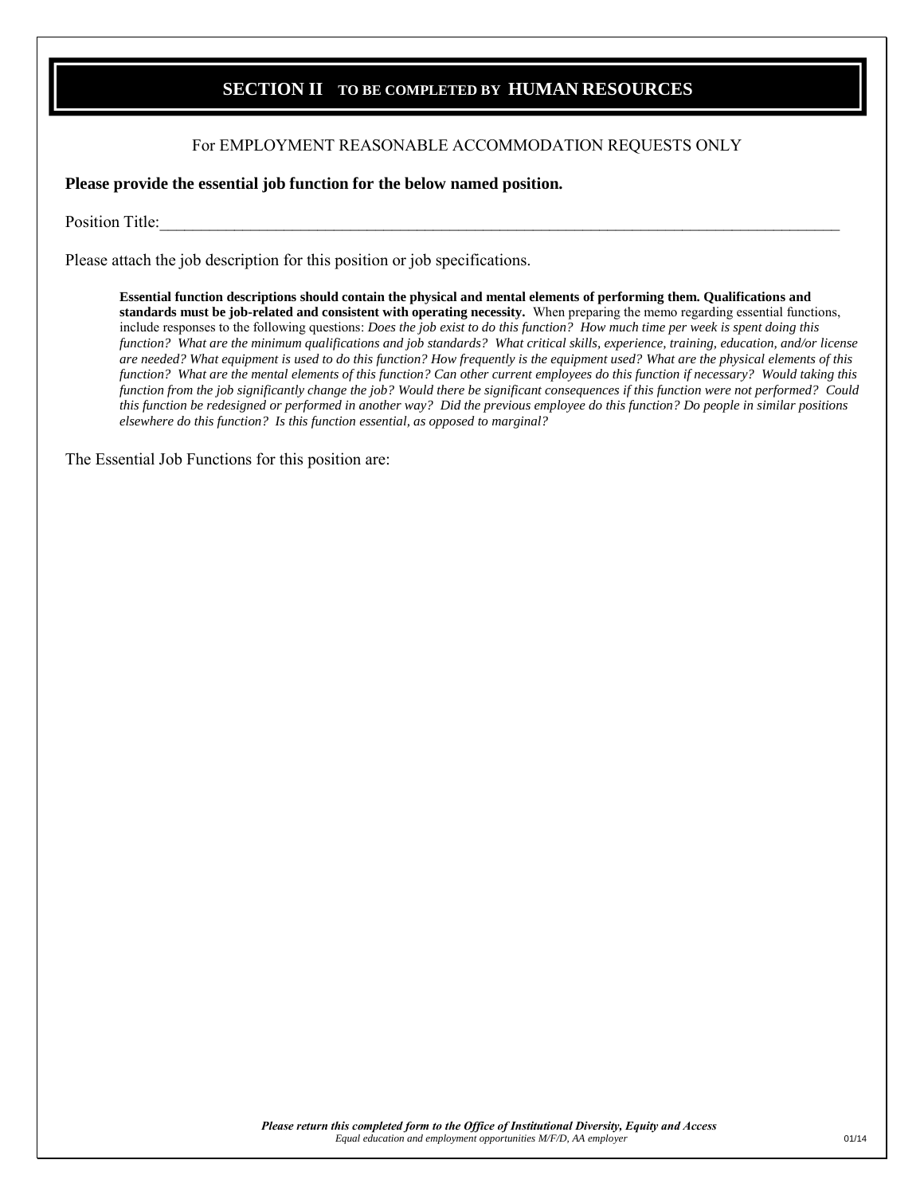## SECTION II TO BE COMPLETED BY HUMAN RESOURCES

For EMPLOYMENT REASONABLE ACCOMMODATION REQUESTS ONLY

**Please provide the essential job function for the below named position.**

Position Title:_______________________________________________________________________________

Please attach the job description for this position or job specifications.

> **Essential function descriptions should contain the physical and mental elements of performing them. Qualifications and standards must be job-related and consistent with operating necessity.** When preparing the memo regarding essential functions, include responses to the following questions: *Does the job exist to do this function? How much time per week is spent doing this function? What are the minimum qualifications and job standards? What critical skills, experience, training, education, and/or license are needed? What equipment is used to do this function? How frequently is the equipment used? What are the physical elements of this function? What are the mental elements of this function? Can other current employees do this function if necessary? Would taking this function from the job significantly change the job? Would there be significant consequences if this function were not performed? Could this function be redesigned or performed in another way? Did the previous employee do this function? Do people in similar positions elsewhere do this function? Is this function essential, as opposed to marginal?*

The Essential Job Functions for this position are:

***Please return this completed form to the Office of Institutional Diversity, Equity and Access***

*Equal education and employment opportunities M/F/D, AA employer*

01/14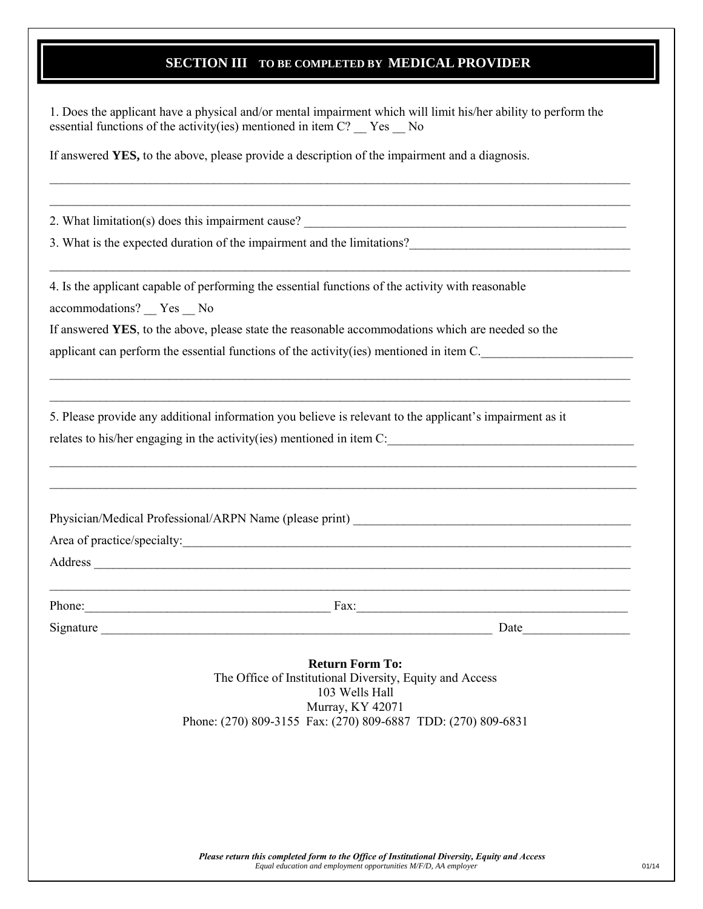## SECTION III TO BE COMPLETED BY MEDICAL PROVIDER

1. Does the applicant have a physical and/or mental impairment which will limit his/her ability to perform the essential functions of the activity(ies) mentioned in item C? __ Yes __ No

If answered **YES,** to the above, please provide a description of the impairment and a diagnosis.

_______________________________________________________________________________________________

_______________________________________________________________________________________________

2. What limitation(s) does this impairment cause? ___________________________________________________

3. What is the expected duration of the impairment and the limitations?___________________________________

_______________________________________________________________________________________________

4. Is the applicant capable of performing the essential functions of the activity with reasonable accommodations? __ Yes __ No

If answered **YES**, to the above, please state the reasonable accommodations which are needed so the applicant can perform the essential functions of the activity(ies) mentioned in item C.________________________

_______________________________________________________________________________________________

_______________________________________________________________________________________________

5. Please provide any additional information you believe is relevant to the applicant's impairment as it relates to his/her engaging in the activity(ies) mentioned in item C:______________________________________

_______________________________________________________________________________________________

_______________________________________________________________________________________________

Physician/Medical Professional/ARPN Name (please print) _____________________________________________

Area of practice/specialty:________________________________________________________________________

Address _____________________________________________________________________________________

_______________________________________________________________________________________________

Phone:_______________________________________ Fax:____________________________________________

Signature _________________________________________________________________ Date________________

**Return Form To:**
The Office of Institutional Diversity, Equity and Access
103 Wells Hall
Murray, KY 42071
Phone: (270) 809-3155 Fax: (270) 809-6887 TDD: (270) 809-6831

***Please return this completed form to the Office of Institutional Diversity, Equity and Access***
*Equal education and employment opportunities M/F/D, AA employer*

01/14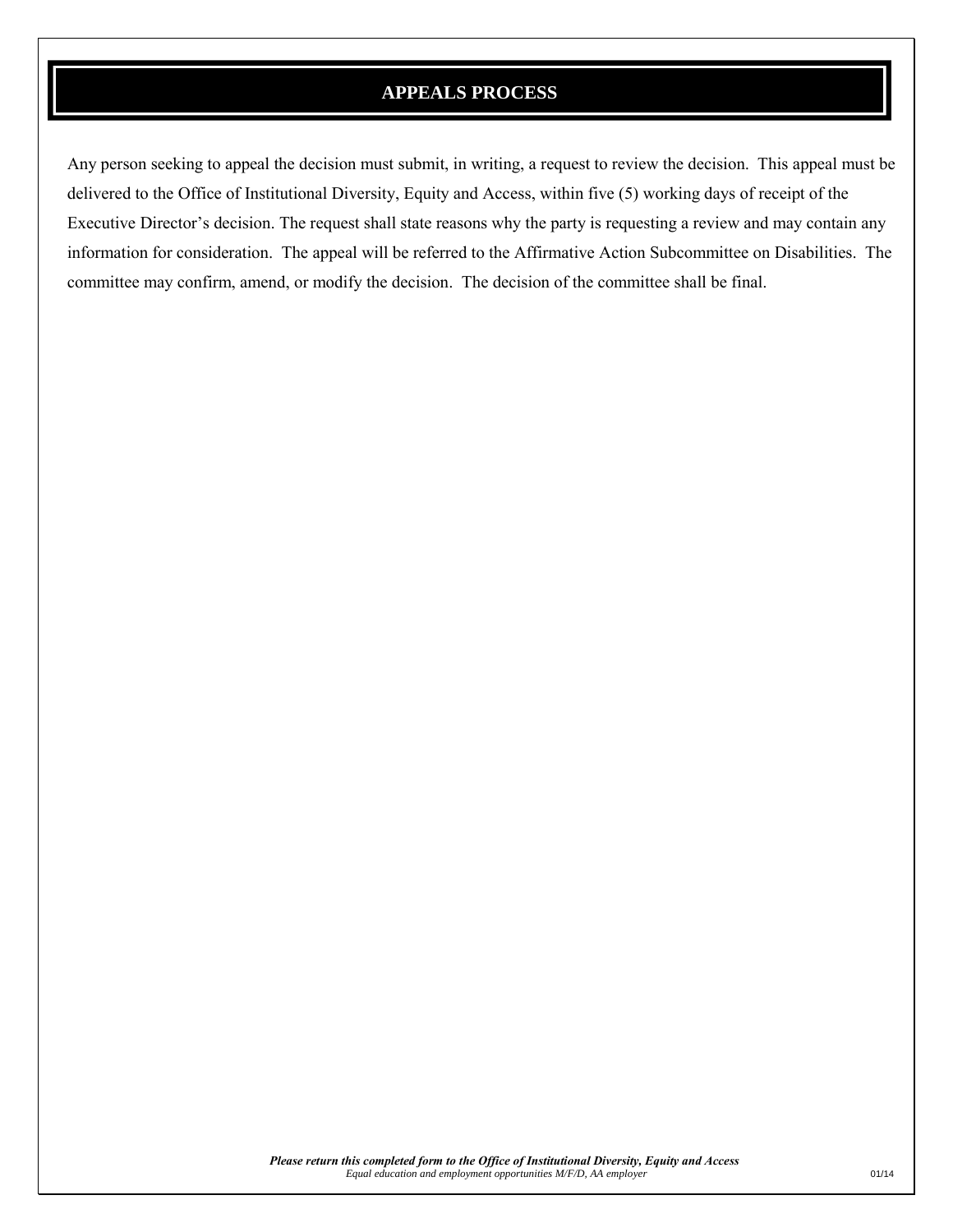## APPEALS PROCESS

Any person seeking to appeal the decision must submit, in writing, a request to review the decision. This appeal must be delivered to the Office of Institutional Diversity, Equity and Access, within five (5) working days of receipt of the Executive Director's decision. The request shall state reasons why the party is requesting a review and may contain any information for consideration. The appeal will be referred to the Affirmative Action Subcommittee on Disabilities. The committee may confirm, amend, or modify the decision. The decision of the committee shall be final.

***Please return this completed form to the Office of Institutional Diversity, Equity and Access***

*Equal education and employment opportunities M/F/D, AA employer*

01/14